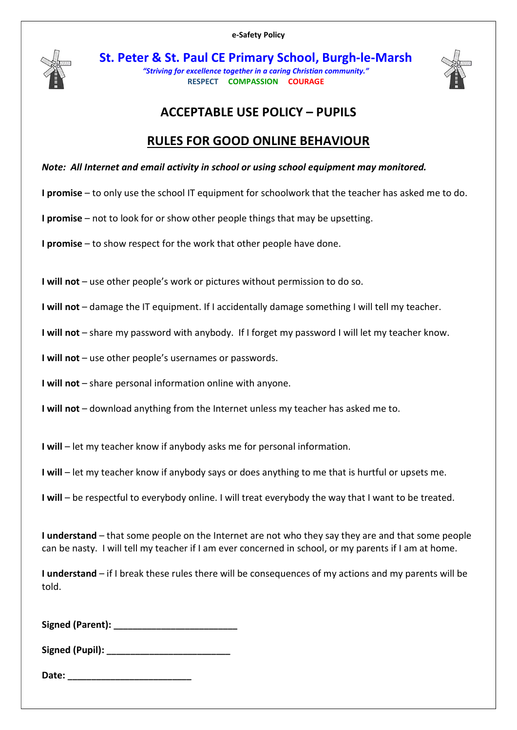e-Safety Policy

# St. Peter & St. Paul CE Primary School, Burgh-le-Marsh

*"Striving for excellence together in a caring Christian community."*

**RESPECT COMPASSION COURAGE**

## ACCEPTABLE USE POLICY – PUPILS

## RULES FOR GOOD ONLINE BEHAVIOUR

***Note: All Internet and email activity in school or using school equipment may monitored.***

**I promise** – to only use the school IT equipment for schoolwork that the teacher has asked me to do.

**I promise** – not to look for or show other people things that may be upsetting.

**I promise** – to show respect for the work that other people have done.

**I will not** – use other people's work or pictures without permission to do so.

**I will not** – damage the IT equipment. If I accidentally damage something I will tell my teacher.

**I will not** – share my password with anybody. If I forget my password I will let my teacher know.

**I will not** – use other people's usernames or passwords.

**I will not** – share personal information online with anyone.

**I will not** – download anything from the Internet unless my teacher has asked me to.

**I will** – let my teacher know if anybody asks me for personal information.

**I will** – let my teacher know if anybody says or does anything to me that is hurtful or upsets me.

**I will** – be respectful to everybody online. I will treat everybody the way that I want to be treated.

**I understand** – that some people on the Internet are not who they say they are and that some people can be nasty. I will tell my teacher if I am ever concerned in school, or my parents if I am at home.

**I understand** – if I break these rules there will be consequences of my actions and my parents will be told.

**Signed (Parent):** ________________________

**Signed (Pupil):** ________________________

**Date:** ________________________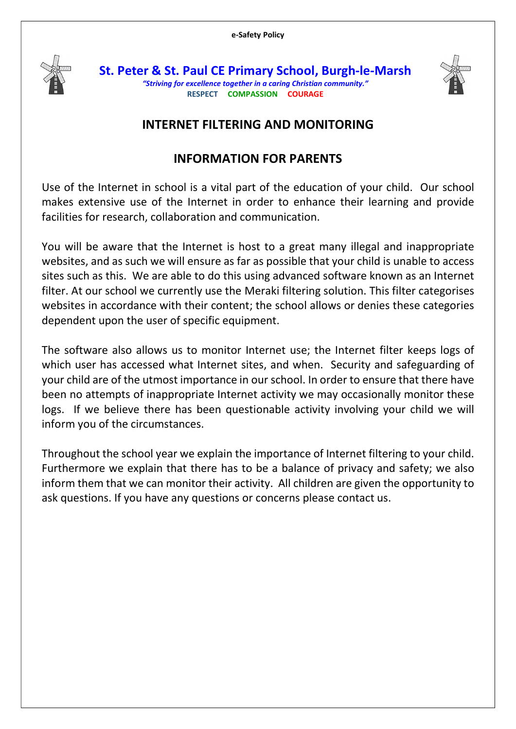**St. Peter & St. Paul CE Primary School, Burgh-le-Marsh**

*"Striving for excellence together in a caring Christian community."*

**RESPECT COMPASSION COURAGE**

## INTERNET FILTERING AND MONITORING

## INFORMATION FOR PARENTS

Use of the Internet in school is a vital part of the education of your child. Our school makes extensive use of the Internet in order to enhance their learning and provide facilities for research, collaboration and communication.

You will be aware that the Internet is host to a great many illegal and inappropriate websites, and as such we will ensure as far as possible that your child is unable to access sites such as this. We are able to do this using advanced software known as an Internet filter. At our school we currently use the Meraki filtering solution. This filter categorises websites in accordance with their content; the school allows or denies these categories dependent upon the user of specific equipment.

The software also allows us to monitor Internet use; the Internet filter keeps logs of which user has accessed what Internet sites, and when. Security and safeguarding of your child are of the utmost importance in our school. In order to ensure that there have been no attempts of inappropriate Internet activity we may occasionally monitor these logs. If we believe there has been questionable activity involving your child we will inform you of the circumstances.

Throughout the school year we explain the importance of Internet filtering to your child. Furthermore we explain that there has to be a balance of privacy and safety; we also inform them that we can monitor their activity. All children are given the opportunity to ask questions. If you have any questions or concerns please contact us.